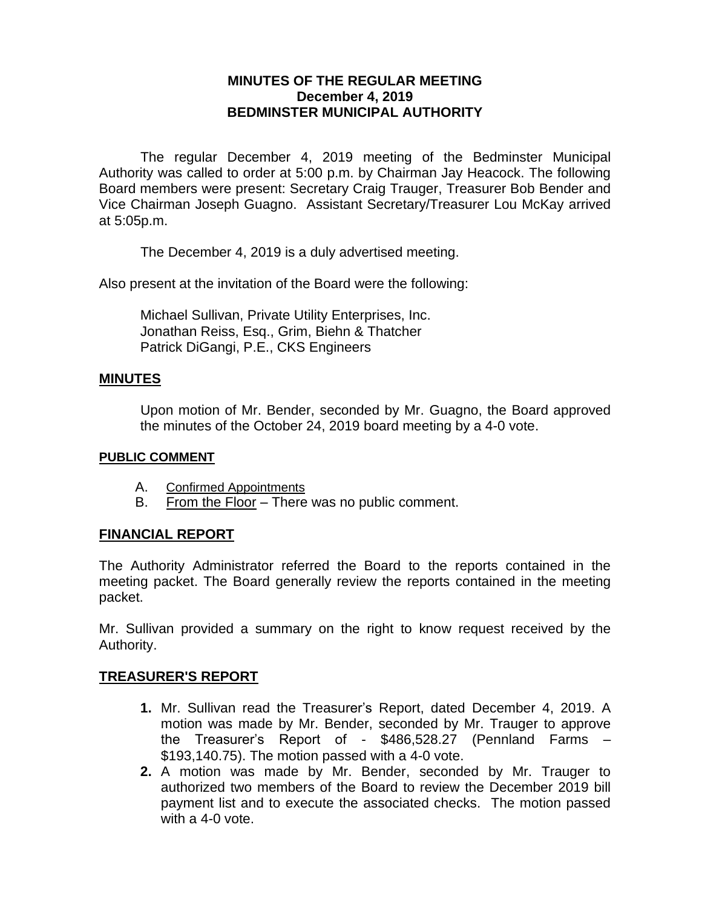**MINUTES OF THE REGULAR MEETING**
**December 4, 2019**
**BEDMINSTER MUNICIPAL AUTHORITY**

The regular December 4, 2019 meeting of the Bedminster Municipal Authority was called to order at 5:00 p.m. by Chairman Jay Heacock. The following Board members were present: Secretary Craig Trauger, Treasurer Bob Bender and Vice Chairman Joseph Guagno. Assistant Secretary/Treasurer Lou McKay arrived at 5:05p.m.

The December 4, 2019 is a duly advertised meeting.

Also present at the invitation of the Board were the following:

Michael Sullivan, Private Utility Enterprises, Inc.
Jonathan Reiss, Esq., Grim, Biehn & Thatcher
Patrick DiGangi, P.E., CKS Engineers

## MINUTES

Upon motion of Mr. Bender, seconded by Mr. Guagno, the Board approved the minutes of the October 24, 2019 board meeting by a 4-0 vote.

### PUBLIC COMMENT

A. Confirmed Appointments
B. From the Floor – There was no public comment.

## FINANCIAL REPORT

The Authority Administrator referred the Board to the reports contained in the meeting packet. The Board generally review the reports contained in the meeting packet.

Mr. Sullivan provided a summary on the right to know request received by the Authority.

## TREASURER'S REPORT

1. Mr. Sullivan read the Treasurer's Report, dated December 4, 2019. A motion was made by Mr. Bender, seconded by Mr. Trauger to approve the Treasurer's Report of - $486,528.27 (Pennland Farms – $193,140.75). The motion passed with a 4-0 vote.
2. A motion was made by Mr. Bender, seconded by Mr. Trauger to authorized two members of the Board to review the December 2019 bill payment list and to execute the associated checks. The motion passed with a 4-0 vote.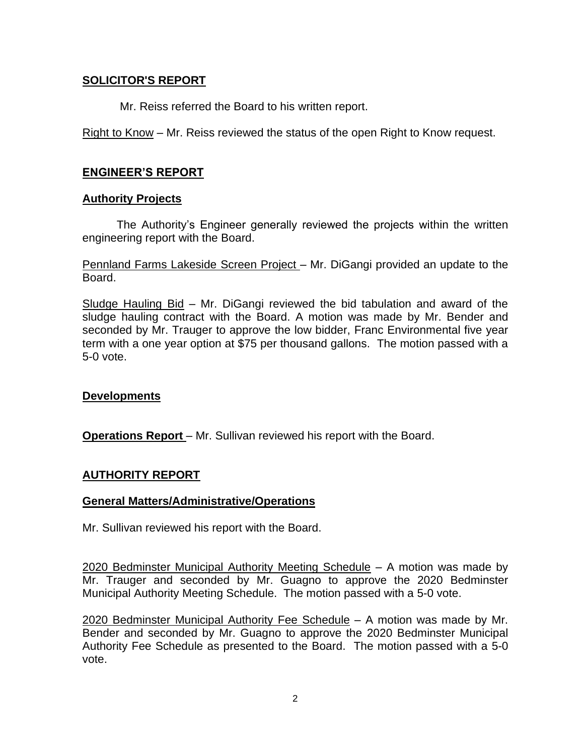## SOLICITOR'S REPORT

Mr. Reiss referred the Board to his written report.

Right to Know – Mr. Reiss reviewed the status of the open Right to Know request.

## ENGINEER'S REPORT

### Authority Projects

The Authority's Engineer generally reviewed the projects within the written engineering report with the Board.

Pennland Farms Lakeside Screen Project – Mr. DiGangi provided an update to the Board.

Sludge Hauling Bid – Mr. DiGangi reviewed the bid tabulation and award of the sludge hauling contract with the Board. A motion was made by Mr. Bender and seconded by Mr. Trauger to approve the low bidder, Franc Environmental five year term with a one year option at $75 per thousand gallons. The motion passed with a 5-0 vote.

### Developments

**Operations Report** – Mr. Sullivan reviewed his report with the Board.

## AUTHORITY REPORT

### General Matters/Administrative/Operations

Mr. Sullivan reviewed his report with the Board.

2020 Bedminster Municipal Authority Meeting Schedule – A motion was made by Mr. Trauger and seconded by Mr. Guagno to approve the 2020 Bedminster Municipal Authority Meeting Schedule. The motion passed with a 5-0 vote.

2020 Bedminster Municipal Authority Fee Schedule – A motion was made by Mr. Bender and seconded by Mr. Guagno to approve the 2020 Bedminster Municipal Authority Fee Schedule as presented to the Board. The motion passed with a 5-0 vote.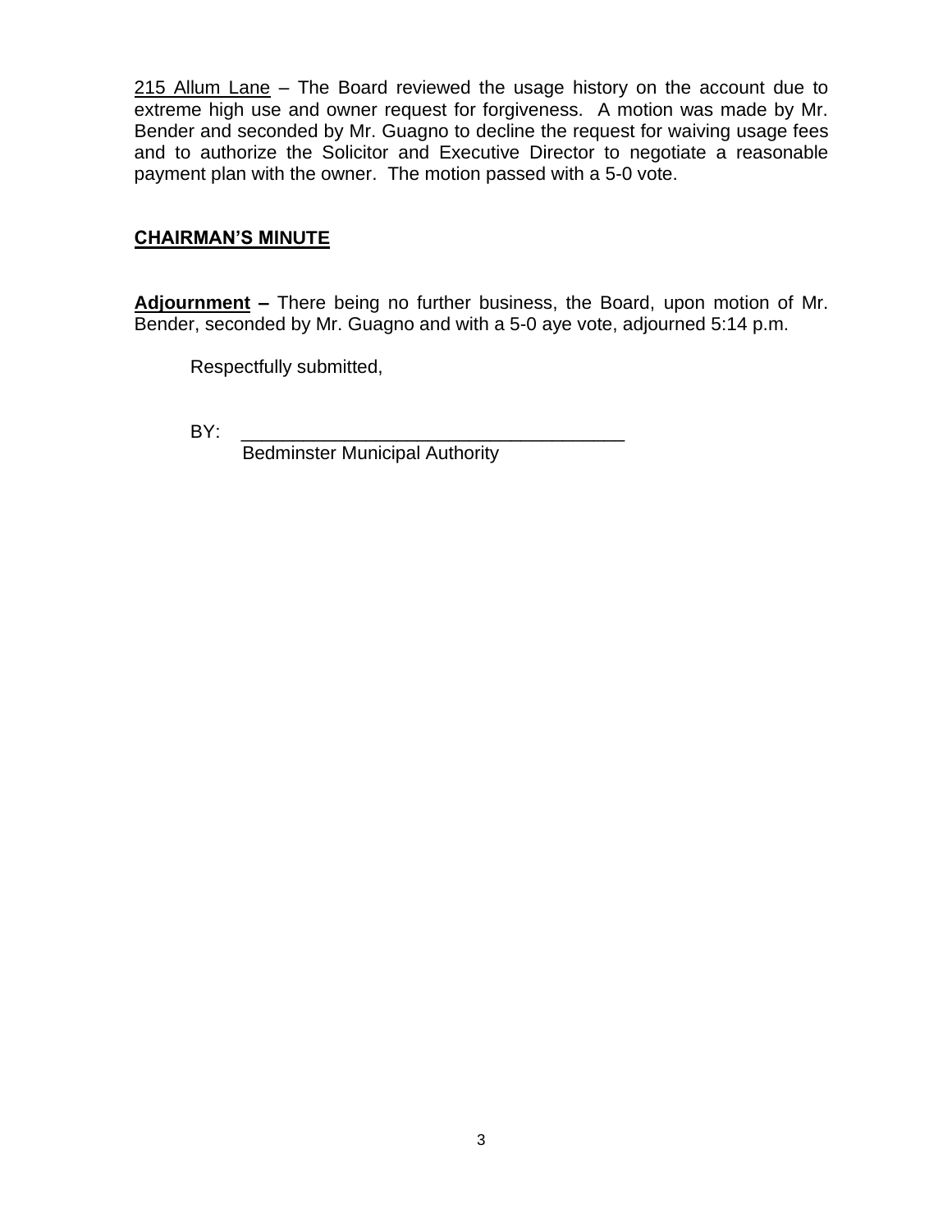215 Allum Lane – The Board reviewed the usage history on the account due to extreme high use and owner request for forgiveness. A motion was made by Mr. Bender and seconded by Mr. Guagno to decline the request for waiving usage fees and to authorize the Solicitor and Executive Director to negotiate a reasonable payment plan with the owner. The motion passed with a 5-0 vote.

## CHAIRMAN'S MINUTE

**Adjournment –** There being no further business, the Board, upon motion of Mr. Bender, seconded by Mr. Guagno and with a 5-0 aye vote, adjourned 5:14 p.m.

Respectfully submitted,

BY: ______________________________________

Bedminster Municipal Authority